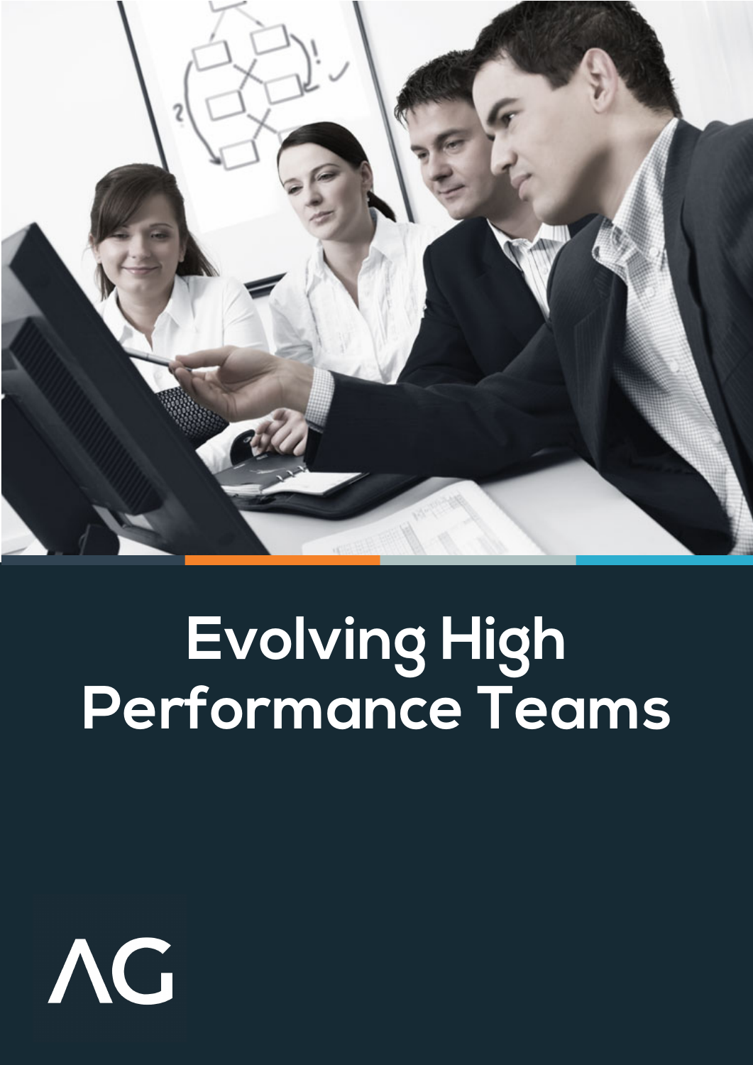# Evolving High Performance Teams

ΛG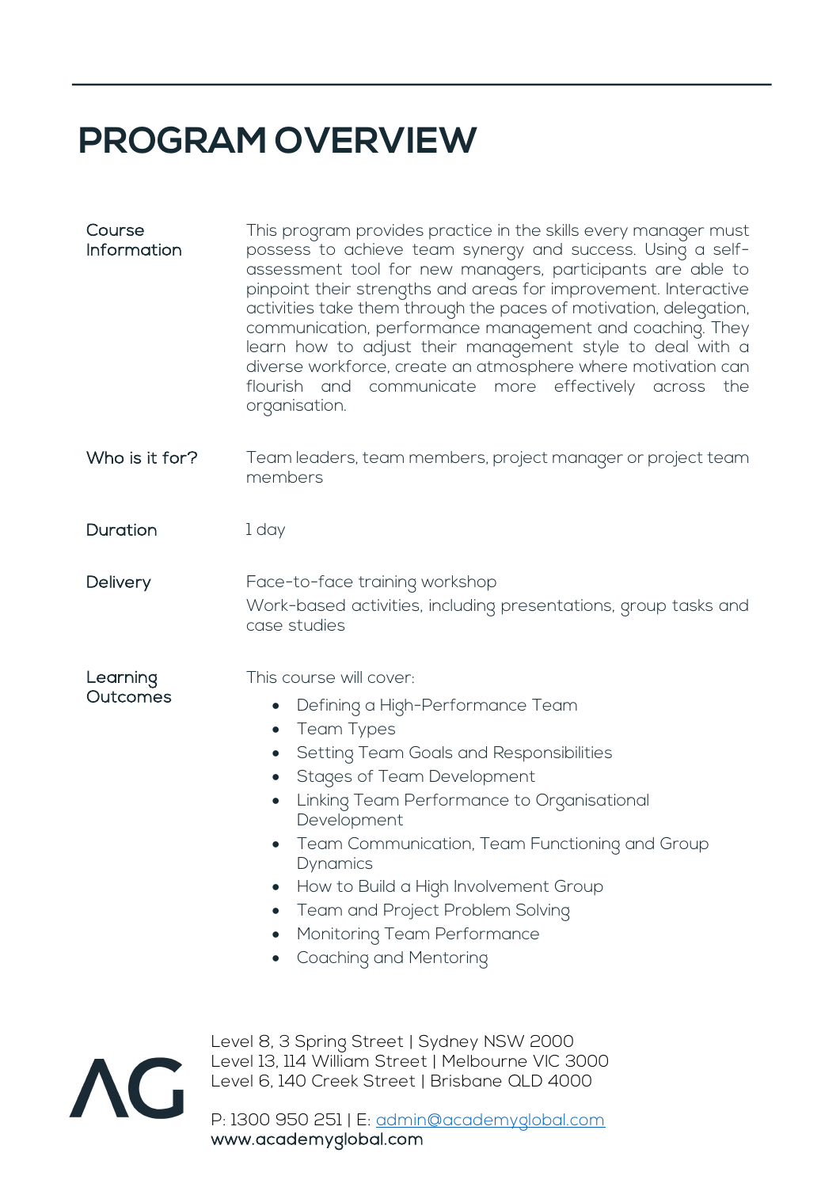# PROGRAM OVERVIEW

| | |
|---|---|
| Course Information | This program provides practice in the skills every manager must possess to achieve team synergy and success. Using a self-assessment tool for new managers, participants are able to pinpoint their strengths and areas for improvement. Interactive activities take them through the paces of motivation, delegation, communication, performance management and coaching. They learn how to adjust their management style to deal with a diverse workforce, create an atmosphere where motivation can flourish and communicate more effectively across the organisation. |
| Who is it for? | Team leaders, team members, project manager or project team members |
| Duration | 1 day |
| Delivery | Face-to-face training workshop<br>Work-based activities, including presentations, group tasks and case studies |
| Learning Outcomes | This course will cover:<br>• Defining a High-Performance Team<br>• Team Types<br>• Setting Team Goals and Responsibilities<br>• Stages of Team Development<br>• Linking Team Performance to Organisational Development<br>• Team Communication, Team Functioning and Group Dynamics<br>• How to Build a High Involvement Group<br>• Team and Project Problem Solving<br>• Monitoring Team Performance<br>• Coaching and Mentoring |

AG

Level 8, 3 Spring Street | Sydney NSW 2000
Level 13, 114 William Street | Melbourne VIC 3000
Level 6, 140 Creek Street | Brisbane QLD 4000

P: 1300 950 251 | E: admin@academyglobal.com
www.academyglobal.com